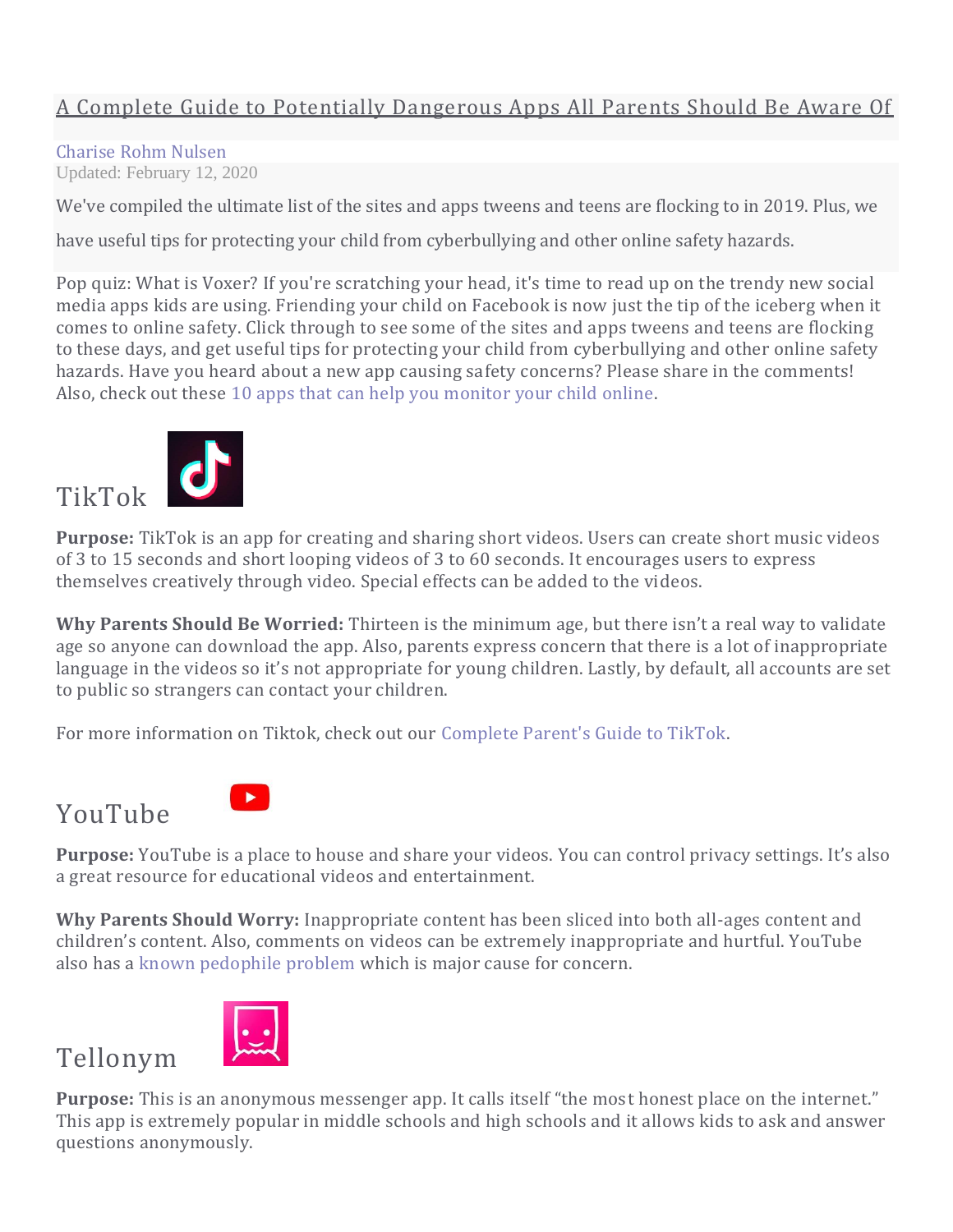# A Complete Guide to Potentially Dangerous Apps All Parents Should Be Aware Of

Charise Rohm Nulsen

Updated: February 12, 2020

We've compiled the ultimate list of the sites and apps tweens and teens are flocking to in 2019. Plus, we have useful tips for protecting your child from cyberbullying and other online safety hazards.

Pop quiz: What is Voxer? If you're scratching your head, it's time to read up on the trendy new social media apps kids are using. Friending your child on Facebook is now just the tip of the iceberg when it comes to online safety. Click through to see some of the sites and apps tweens and teens are flocking to these days, and get useful tips for protecting your child from cyberbullying and other online safety hazards. Have you heard about a new app causing safety concerns? Please share in the comments! Also, check out these 10 apps that can help you monitor your child online.

## TikTok

**Purpose:** TikTok is an app for creating and sharing short videos. Users can create short music videos of 3 to 15 seconds and short looping videos of 3 to 60 seconds. It encourages users to express themselves creatively through video. Special effects can be added to the videos.

**Why Parents Should Be Worried:** Thirteen is the minimum age, but there isn't a real way to validate age so anyone can download the app. Also, parents express concern that there is a lot of inappropriate language in the videos so it's not appropriate for young children. Lastly, by default, all accounts are set to public so strangers can contact your children.

For more information on Tiktok, check out our Complete Parent's Guide to TikTok.

## YouTube

**Purpose:** YouTube is a place to house and share your videos. You can control privacy settings. It's also a great resource for educational videos and entertainment.

**Why Parents Should Worry:** Inappropriate content has been sliced into both all-ages content and children's content. Also, comments on videos can be extremely inappropriate and hurtful. YouTube also has a known pedophile problem which is major cause for concern.

## Tellonym

**Purpose:** This is an anonymous messenger app. It calls itself "the most honest place on the internet." This app is extremely popular in middle schools and high schools and it allows kids to ask and answer questions anonymously.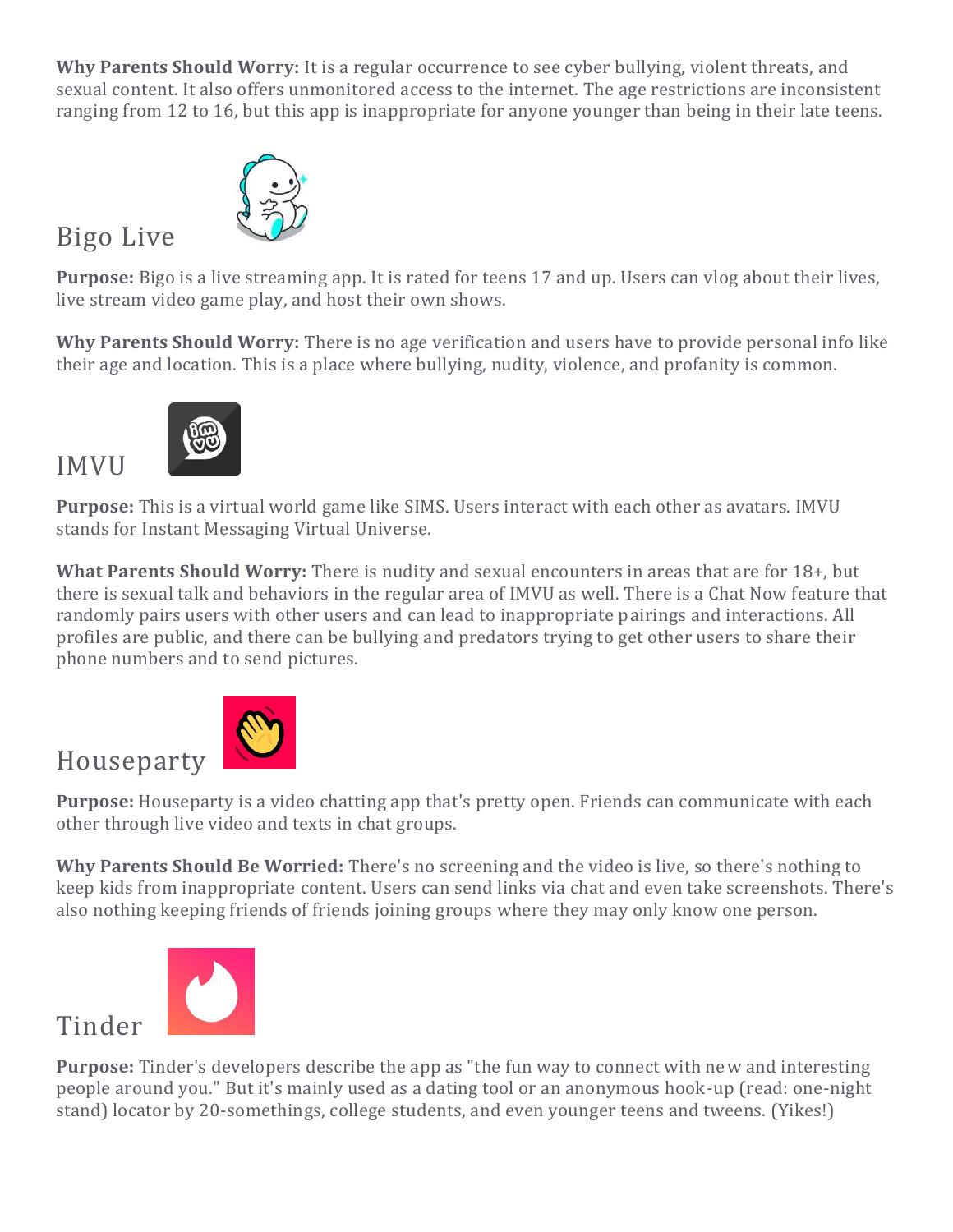**Why Parents Should Worry:** It is a regular occurrence to see cyber bullying, violent threats, and sexual content. It also offers unmonitored access to the internet. The age restrictions are inconsistent ranging from 12 to 16, but this app is inappropriate for anyone younger than being in their late teens.

## Bigo Live

**Purpose:** Bigo is a live streaming app. It is rated for teens 17 and up. Users can vlog about their lives, live stream video game play, and host their own shows.

**Why Parents Should Worry:** There is no age verification and users have to provide personal info like their age and location. This is a place where bullying, nudity, violence, and profanity is common.

## IMVU

**Purpose:** This is a virtual world game like SIMS. Users interact with each other as avatars. IMVU stands for Instant Messaging Virtual Universe.

**What Parents Should Worry:** There is nudity and sexual encounters in areas that are for 18+, but there is sexual talk and behaviors in the regular area of IMVU as well. There is a Chat Now feature that randomly pairs users with other users and can lead to inappropriate pairings and interactions. All profiles are public, and there can be bullying and predators trying to get other users to share their phone numbers and to send pictures.

## Houseparty

**Purpose:** Houseparty is a video chatting app that's pretty open. Friends can communicate with each other through live video and texts in chat groups.

**Why Parents Should Be Worried:** There's no screening and the video is live, so there's nothing to keep kids from inappropriate content. Users can send links via chat and even take screenshots. There's also nothing keeping friends of friends joining groups where they may only know one person.

## Tinder

**Purpose:** Tinder's developers describe the app as "the fun way to connect with new and interesting people around you." But it's mainly used as a dating tool or an anonymous hook-up (read: one-night stand) locator by 20-somethings, college students, and even younger teens and tweens. (Yikes!)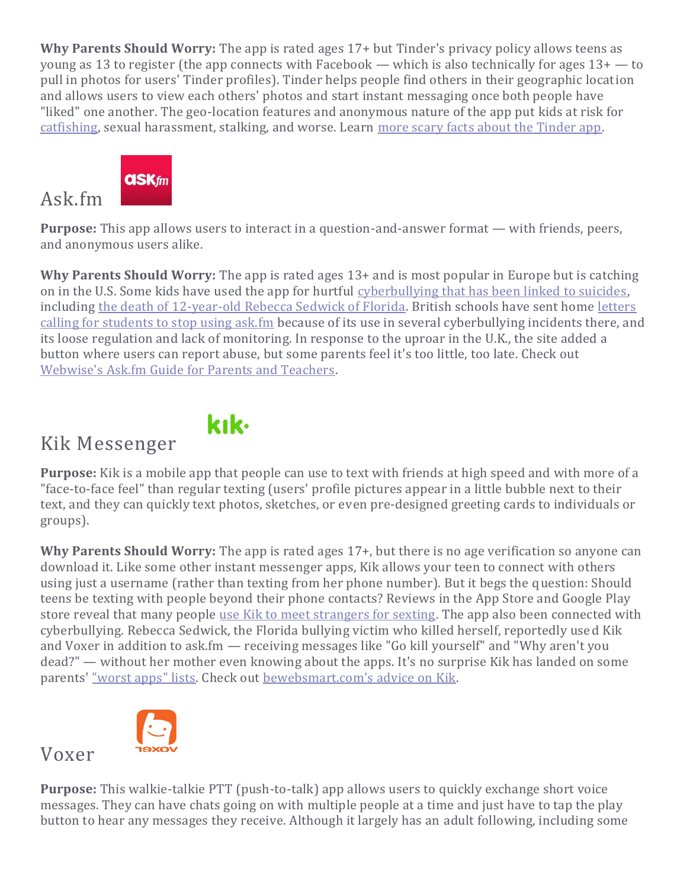**Why Parents Should Worry:** The app is rated ages 17+ but Tinder's privacy policy allows teens as young as 13 to register (the app connects with Facebook — which is also technically for ages 13+ — to pull in photos for users' Tinder profiles). Tinder helps people find others in their geographic location and allows users to view each others' photos and start instant messaging once both people have "liked" one another. The geo-location features and anonymous nature of the app put kids at risk for catfishing, sexual harassment, stalking, and worse. Learn more scary facts about the Tinder app.

## Ask.fm

**Purpose:** This app allows users to interact in a question-and-answer format — with friends, peers, and anonymous users alike.

**Why Parents Should Worry:** The app is rated ages 13+ and is most popular in Europe but is catching on in the U.S. Some kids have used the app for hurtful cyberbullying that has been linked to suicides, including the death of 12-year-old Rebecca Sedwick of Florida. British schools have sent home letters calling for students to stop using ask.fm because of its use in several cyberbullying incidents there, and its loose regulation and lack of monitoring. In response to the uproar in the U.K., the site added a button where users can report abuse, but some parents feel it's too little, too late. Check out Webwise's Ask.fm Guide for Parents and Teachers.

## Kik Messenger

**Purpose:** Kik is a mobile app that people can use to text with friends at high speed and with more of a "face-to-face feel" than regular texting (users' profile pictures appear in a little bubble next to their text, and they can quickly text photos, sketches, or even pre-designed greeting cards to individuals or groups).

**Why Parents Should Worry:** The app is rated ages 17+, but there is no age verification so anyone can download it. Like some other instant messenger apps, Kik allows your teen to connect with others using just a username (rather than texting from her phone number). But it begs the question: Should teens be texting with people beyond their phone contacts? Reviews in the App Store and Google Play store reveal that many people use Kik to meet strangers for sexting. The app also been connected with cyberbullying. Rebecca Sedwick, the Florida bullying victim who killed herself, reportedly used Kik and Voxer in addition to ask.fm — receiving messages like "Go kill yourself" and "Why aren't you dead?" — without her mother even knowing about the apps. It's no surprise Kik has landed on some parents' "worst apps" lists. Check out bewebsmart.com's advice on Kik.

## Voxer

**Purpose:** This walkie-talkie PTT (push-to-talk) app allows users to quickly exchange short voice messages. They can have chats going on with multiple people at a time and just have to tap the play button to hear any messages they receive. Although it largely has an adult following, including some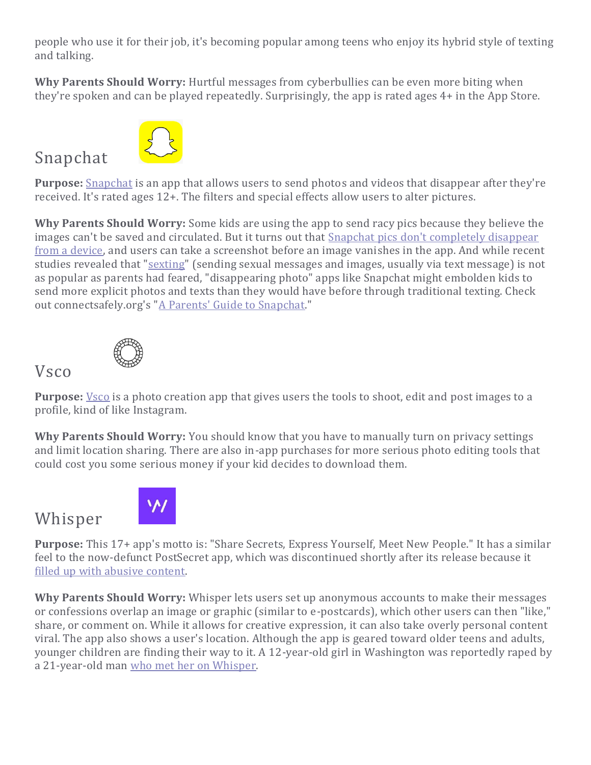people who use it for their job, it's becoming popular among teens who enjoy its hybrid style of texting and talking.

**Why Parents Should Worry:** Hurtful messages from cyberbullies can be even more biting when they're spoken and can be played repeatedly. Surprisingly, the app is rated ages 4+ in the App Store.

## Snapchat

**Purpose:** Snapchat is an app that allows users to send photos and videos that disappear after they're received. It's rated ages 12+. The filters and special effects allow users to alter pictures.

**Why Parents Should Worry:** Some kids are using the app to send racy pics because they believe the images can't be saved and circulated. But it turns out that Snapchat pics don't completely disappear from a device, and users can take a screenshot before an image vanishes in the app. And while recent studies revealed that "sexting" (sending sexual messages and images, usually via text message) is not as popular as parents had feared, "disappearing photo" apps like Snapchat might embolden kids to send more explicit photos and texts than they would have before through traditional texting. Check out connectsafely.org's "A Parents' Guide to Snapchat."

## Vsco

**Purpose:** Vsco is a photo creation app that gives users the tools to shoot, edit and post images to a profile, kind of like Instagram.

**Why Parents Should Worry:** You should know that you have to manually turn on privacy settings and limit location sharing. There are also in-app purchases for more serious photo editing tools that could cost you some serious money if your kid decides to download them.

## Whisper

**Purpose:** This 17+ app's motto is: "Share Secrets, Express Yourself, Meet New People." It has a similar feel to the now-defunct PostSecret app, which was discontinued shortly after its release because it filled up with abusive content.

**Why Parents Should Worry:** Whisper lets users set up anonymous accounts to make their messages or confessions overlap an image or graphic (similar to e-postcards), which other users can then "like," share, or comment on. While it allows for creative expression, it can also take overly personal content viral. The app also shows a user's location. Although the app is geared toward older teens and adults, younger children are finding their way to it. A 12-year-old girl in Washington was reportedly raped by a 21-year-old man who met her on Whisper.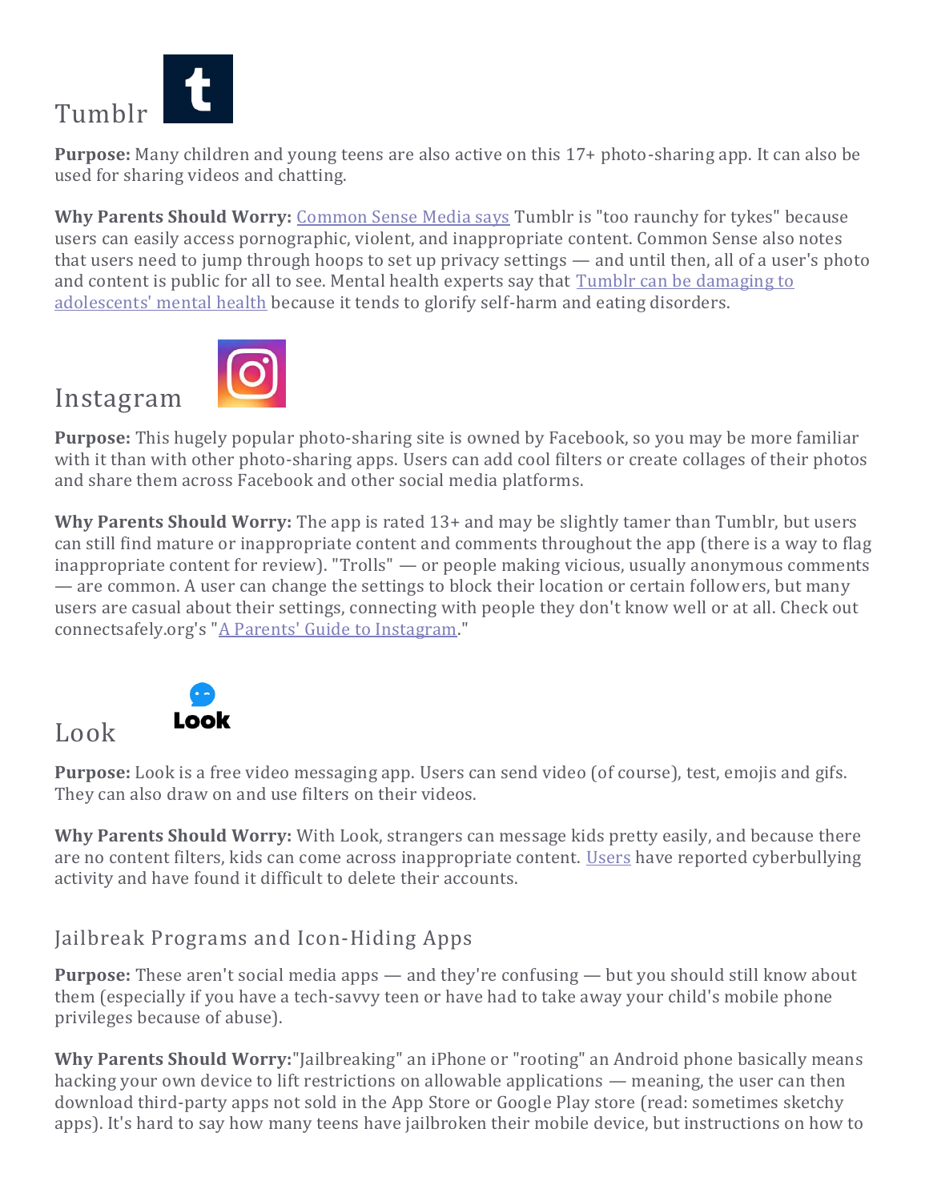## Tumblr

**Purpose:** Many children and young teens are also active on this 17+ photo-sharing app. It can also be used for sharing videos and chatting.

**Why Parents Should Worry:** Common Sense Media says Tumblr is "too raunchy for tykes" because users can easily access pornographic, violent, and inappropriate content. Common Sense also notes that users need to jump through hoops to set up privacy settings — and until then, all of a user's photo and content is public for all to see. Mental health experts say that Tumblr can be damaging to adolescents' mental health because it tends to glorify self-harm and eating disorders.

## Instagram

**Purpose:** This hugely popular photo-sharing site is owned by Facebook, so you may be more familiar with it than with other photo-sharing apps. Users can add cool filters or create collages of their photos and share them across Facebook and other social media platforms.

**Why Parents Should Worry:** The app is rated 13+ and may be slightly tamer than Tumblr, but users can still find mature or inappropriate content and comments throughout the app (there is a way to flag inappropriate content for review). "Trolls" — or people making vicious, usually anonymous comments — are common. A user can change the settings to block their location or certain followers, but many users are casual about their settings, connecting with people they don't know well or at all. Check out connectsafely.org's "A Parents' Guide to Instagram."

## Look

**Purpose:** Look is a free video messaging app. Users can send video (of course), test, emojis and gifs. They can also draw on and use filters on their videos.

**Why Parents Should Worry:** With Look, strangers can message kids pretty easily, and because there are no content filters, kids can come across inappropriate content. Users have reported cyberbullying activity and have found it difficult to delete their accounts.

## Jailbreak Programs and Icon-Hiding Apps

**Purpose:** These aren't social media apps — and they're confusing — but you should still know about them (especially if you have a tech-savvy teen or have had to take away your child's mobile phone privileges because of abuse).

**Why Parents Should Worry:**"Jailbreaking" an iPhone or "rooting" an Android phone basically means hacking your own device to lift restrictions on allowable applications — meaning, the user can then download third-party apps not sold in the App Store or Google Play store (read: sometimes sketchy apps). It's hard to say how many teens have jailbroken their mobile device, but instructions on how to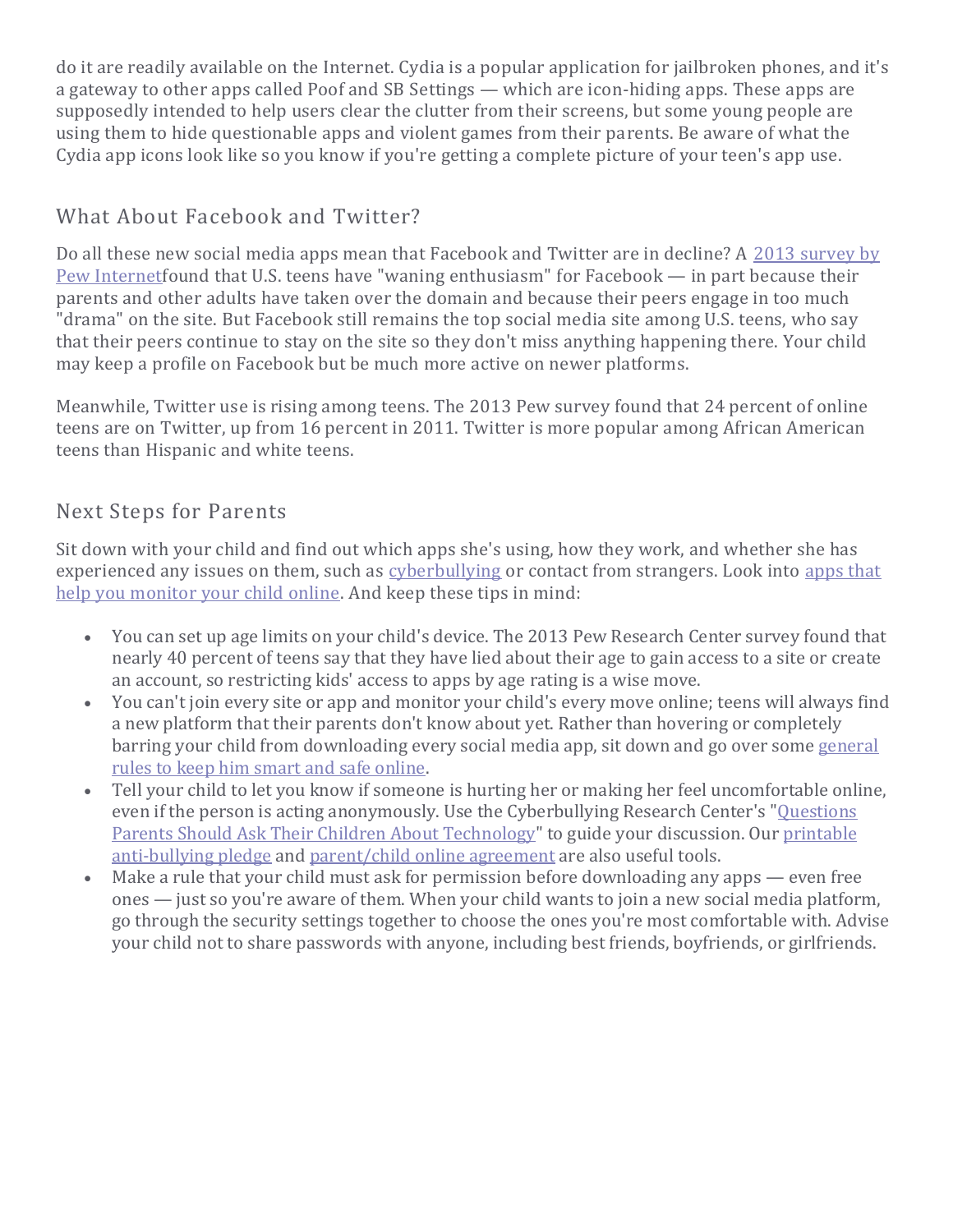do it are readily available on the Internet. Cydia is a popular application for jailbroken phones, and it's a gateway to other apps called Poof and SB Settings — which are icon-hiding apps. These apps are supposedly intended to help users clear the clutter from their screens, but some young people are using them to hide questionable apps and violent games from their parents. Be aware of what the Cydia app icons look like so you know if you're getting a complete picture of your teen's app use.

## What About Facebook and Twitter?

Do all these new social media apps mean that Facebook and Twitter are in decline? A [2013 survey by Pew Internet]found that U.S. teens have "waning enthusiasm" for Facebook — in part because their parents and other adults have taken over the domain and because their peers engage in too much "drama" on the site. But Facebook still remains the top social media site among U.S. teens, who say that their peers continue to stay on the site so they don't miss anything happening there. Your child may keep a profile on Facebook but be much more active on newer platforms.

Meanwhile, Twitter use is rising among teens. The 2013 Pew survey found that 24 percent of online teens are on Twitter, up from 16 percent in 2011. Twitter is more popular among African American teens than Hispanic and white teens.

## Next Steps for Parents

Sit down with your child and find out which apps she's using, how they work, and whether she has experienced any issues on them, such as cyberbullying or contact from strangers. Look into apps that help you monitor your child online. And keep these tips in mind:

- You can set up age limits on your child's device. The 2013 Pew Research Center survey found that nearly 40 percent of teens say that they have lied about their age to gain access to a site or create an account, so restricting kids' access to apps by age rating is a wise move.
- You can't join every site or app and monitor your child's every move online; teens will always find a new platform that their parents don't know about yet. Rather than hovering or completely barring your child from downloading every social media app, sit down and go over some general rules to keep him smart and safe online.
- Tell your child to let you know if someone is hurting her or making her feel uncomfortable online, even if the person is acting anonymously. Use the Cyberbullying Research Center's "Questions Parents Should Ask Their Children About Technology" to guide your discussion. Our printable anti-bullying pledge and parent/child online agreement are also useful tools.
- Make a rule that your child must ask for permission before downloading any apps — even free ones — just so you're aware of them. When your child wants to join a new social media platform, go through the security settings together to choose the ones you're most comfortable with. Advise your child not to share passwords with anyone, including best friends, boyfriends, or girlfriends.